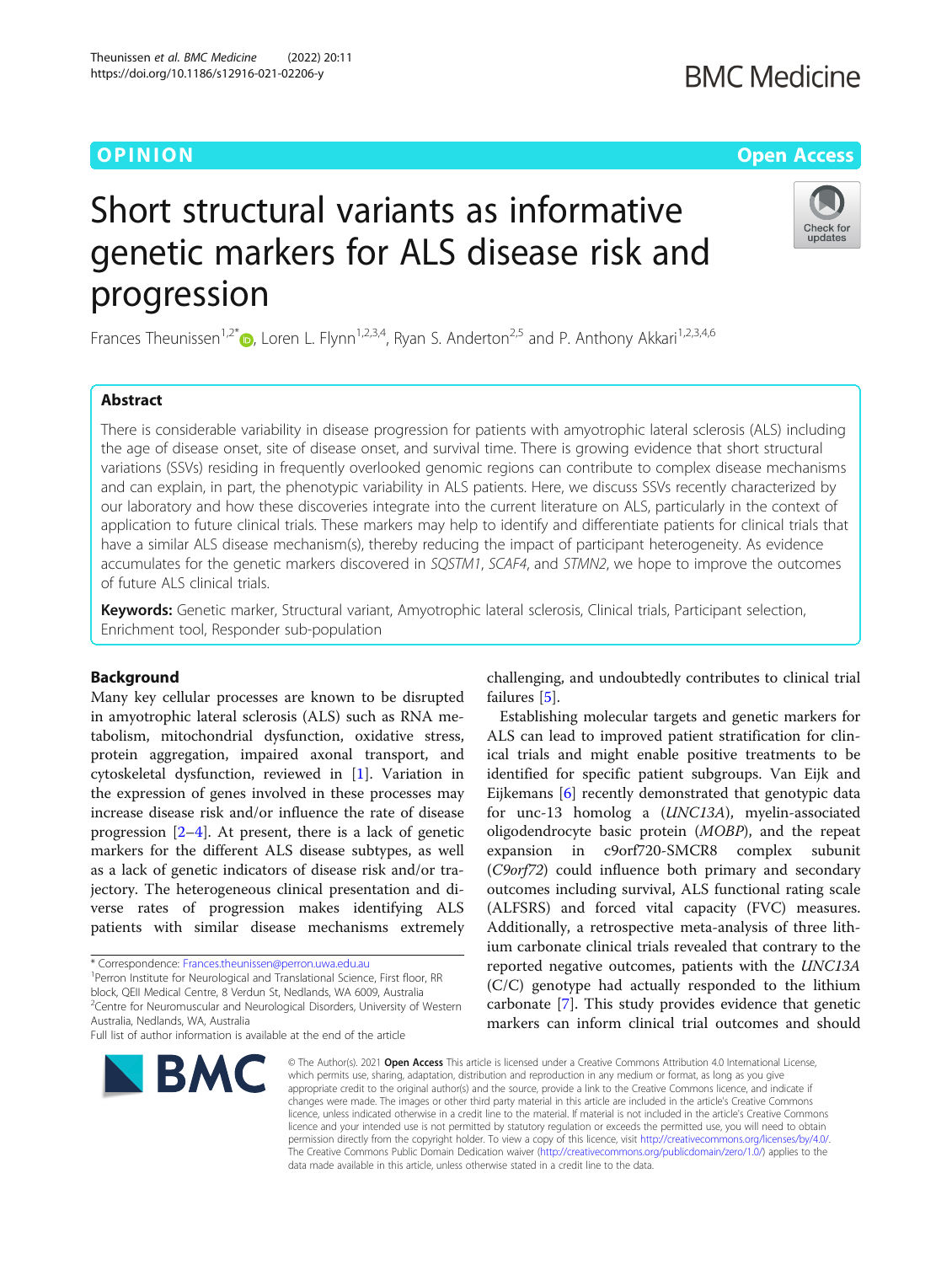OPINION

Open Access

# Short structural variants as informative genetic markers for ALS disease risk and progression

Frances Theunissen[1,2*], Loren L. Flynn[1,2,3,4], Ryan S. Anderton[2,5] and P. Anthony Akkari[1,2,3,4,6]

## Abstract

There is considerable variability in disease progression for patients with amyotrophic lateral sclerosis (ALS) including the age of disease onset, site of disease onset, and survival time. There is growing evidence that short structural variations (SSVs) residing in frequently overlooked genomic regions can contribute to complex disease mechanisms and can explain, in part, the phenotypic variability in ALS patients. Here, we discuss SSVs recently characterized by our laboratory and how these discoveries integrate into the current literature on ALS, particularly in the context of application to future clinical trials. These markers may help to identify and differentiate patients for clinical trials that have a similar ALS disease mechanism(s), thereby reducing the impact of participant heterogeneity. As evidence accumulates for the genetic markers discovered in *SQSTM1*, *SCAF4*, and *STMN2*, we hope to improve the outcomes of future ALS clinical trials.

**Keywords:** Genetic marker, Structural variant, Amyotrophic lateral sclerosis, Clinical trials, Participant selection, Enrichment tool, Responder sub-population

## Background

Many key cellular processes are known to be disrupted in amyotrophic lateral sclerosis (ALS) such as RNA metabolism, mitochondrial dysfunction, oxidative stress, protein aggregation, impaired axonal transport, and cytoskeletal dysfunction, reviewed in [1]. Variation in the expression of genes involved in these processes may increase disease risk and/or influence the rate of disease progression [2–4]. At present, there is a lack of genetic markers for the different ALS disease subtypes, as well as a lack of genetic indicators of disease risk and/or trajectory. The heterogeneous clinical presentation and diverse rates of progression makes identifying ALS patients with similar disease mechanisms extremely challenging, and undoubtedly contributes to clinical trial failures [5].

Establishing molecular targets and genetic markers for ALS can lead to improved patient stratification for clinical trials and might enable positive treatments to be identified for specific patient subgroups. Van Eijk and Eijkemans [6] recently demonstrated that genotypic data for unc-13 homolog a (*UNC13A*), myelin-associated oligodendrocyte basic protein (*MOBP*), and the repeat expansion in c9orf720-SMCR8 complex subunit (*C9orf72*) could influence both primary and secondary outcomes including survival, ALS functional rating scale (ALFSRS) and forced vital capacity (FVC) measures. Additionally, a retrospective meta-analysis of three lithium carbonate clinical trials revealed that contrary to the reported negative outcomes, patients with the *UNC13A* (C/C) genotype had actually responded to the lithium carbonate [7]. This study provides evidence that genetic markers can inform clinical trial outcomes and should

\* Correspondence: Frances.theunissen@perron.uwa.edu.au
[1]Perron Institute for Neurological and Translational Science, First floor, RR block, QEII Medical Centre, 8 Verdun St, Nedlands, WA 6009, Australia
[2]Centre for Neuromuscular and Neurological Disorders, University of Western Australia, Nedlands, WA, Australia
Full list of author information is available at the end of the article

© The Author(s). 2021 **Open Access** This article is licensed under a Creative Commons Attribution 4.0 International License, which permits use, sharing, adaptation, distribution and reproduction in any medium or format, as long as you give appropriate credit to the original author(s) and the source, provide a link to the Creative Commons licence, and indicate if changes were made. The images or other third party material in this article are included in the article's Creative Commons licence, unless indicated otherwise in a credit line to the material. If material is not included in the article's Creative Commons licence and your intended use is not permitted by statutory regulation or exceeds the permitted use, you will need to obtain permission directly from the copyright holder. To view a copy of this licence, visit http://creativecommons.org/licenses/by/4.0/. The Creative Commons Public Domain Dedication waiver (http://creativecommons.org/publicdomain/zero/1.0/) applies to the data made available in this article, unless otherwise stated in a credit line to the data.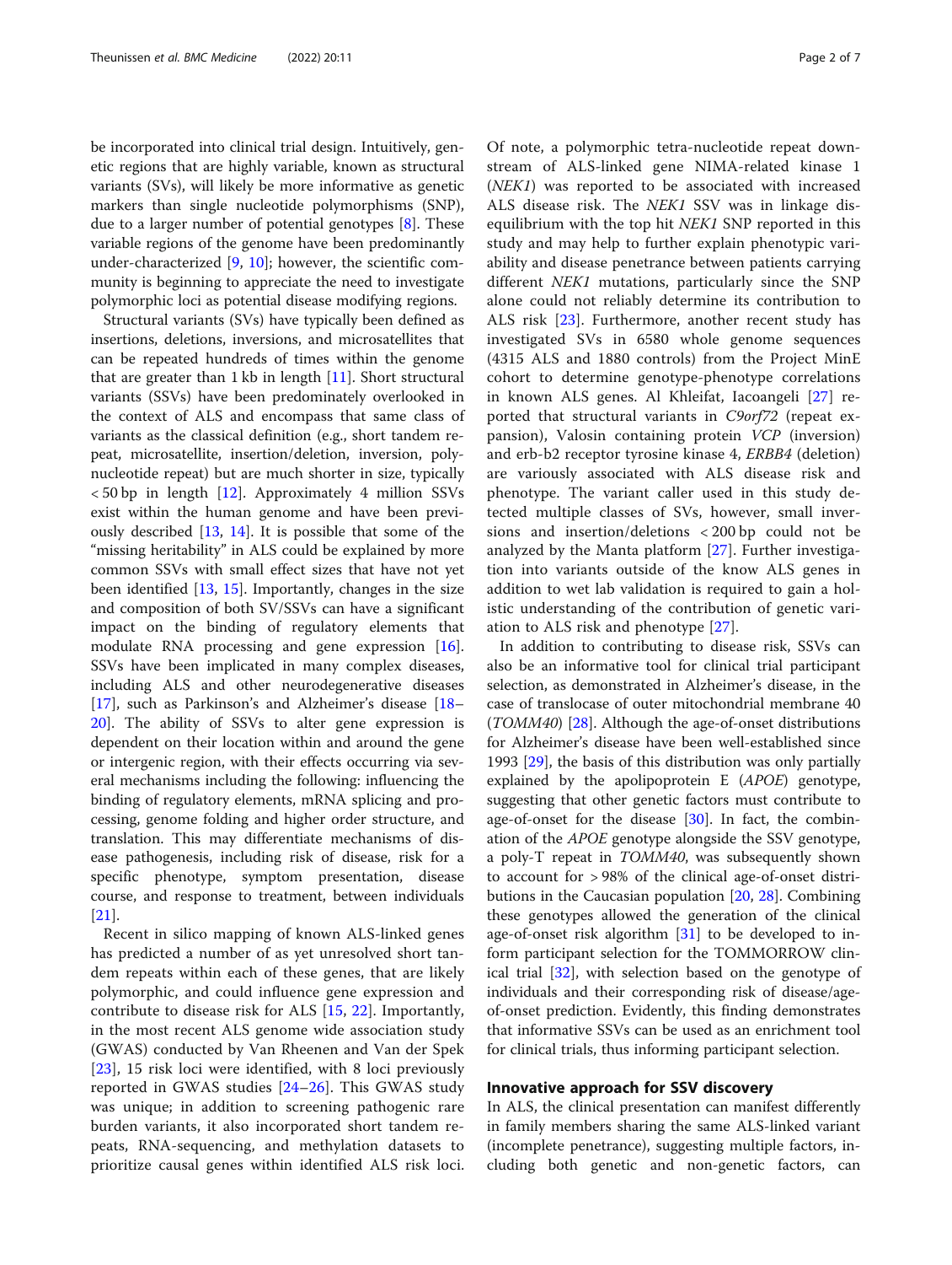be incorporated into clinical trial design. Intuitively, genetic regions that are highly variable, known as structural variants (SVs), will likely be more informative as genetic markers than single nucleotide polymorphisms (SNP), due to a larger number of potential genotypes [8]. These variable regions of the genome have been predominantly under-characterized [9, 10]; however, the scientific community is beginning to appreciate the need to investigate polymorphic loci as potential disease modifying regions.

Structural variants (SVs) have typically been defined as insertions, deletions, inversions, and microsatellites that can be repeated hundreds of times within the genome that are greater than 1 kb in length [11]. Short structural variants (SSVs) have been predominately overlooked in the context of ALS and encompass that same class of variants as the classical definition (e.g., short tandem repeat, microsatellite, insertion/deletion, inversion, polynucleotide repeat) but are much shorter in size, typically < 50 bp in length [12]. Approximately 4 million SSVs exist within the human genome and have been previously described [13, 14]. It is possible that some of the "missing heritability" in ALS could be explained by more common SSVs with small effect sizes that have not yet been identified [13, 15]. Importantly, changes in the size and composition of both SV/SSVs can have a significant impact on the binding of regulatory elements that modulate RNA processing and gene expression [16]. SSVs have been implicated in many complex diseases, including ALS and other neurodegenerative diseases [17], such as Parkinson's and Alzheimer's disease [18–20]. The ability of SSVs to alter gene expression is dependent on their location within and around the gene or intergenic region, with their effects occurring via several mechanisms including the following: influencing the binding of regulatory elements, mRNA splicing and processing, genome folding and higher order structure, and translation. This may differentiate mechanisms of disease pathogenesis, including risk of disease, risk for a specific phenotype, symptom presentation, disease course, and response to treatment, between individuals [21].

Recent in silico mapping of known ALS-linked genes has predicted a number of as yet unresolved short tandem repeats within each of these genes, that are likely polymorphic, and could influence gene expression and contribute to disease risk for ALS [15, 22]. Importantly, in the most recent ALS genome wide association study (GWAS) conducted by Van Rheenen and Van der Spek [23], 15 risk loci were identified, with 8 loci previously reported in GWAS studies [24–26]. This GWAS study was unique; in addition to screening pathogenic rare burden variants, it also incorporated short tandem repeats, RNA-sequencing, and methylation datasets to prioritize causal genes within identified ALS risk loci. Of note, a polymorphic tetra-nucleotide repeat downstream of ALS-linked gene NIMA-related kinase 1 (*NEK1*) was reported to be associated with increased ALS disease risk. The *NEK1* SSV was in linkage disequilibrium with the top hit *NEK1* SNP reported in this study and may help to further explain phenotypic variability and disease penetrance between patients carrying different *NEK1* mutations, particularly since the SNP alone could not reliably determine its contribution to ALS risk [23]. Furthermore, another recent study has investigated SVs in 6580 whole genome sequences (4315 ALS and 1880 controls) from the Project MinE cohort to determine genotype-phenotype correlations in known ALS genes. Al Khleifat, Iacoangeli [27] reported that structural variants in *C9orf72* (repeat expansion), Valosin containing protein *VCP* (inversion) and erb-b2 receptor tyrosine kinase 4, *ERBB4* (deletion) are variously associated with ALS disease risk and phenotype. The variant caller used in this study detected multiple classes of SVs, however, small inversions and insertion/deletions < 200 bp could not be analyzed by the Manta platform [27]. Further investigation into variants outside of the know ALS genes in addition to wet lab validation is required to gain a holistic understanding of the contribution of genetic variation to ALS risk and phenotype [27].

In addition to contributing to disease risk, SSVs can also be an informative tool for clinical trial participant selection, as demonstrated in Alzheimer's disease, in the case of translocase of outer mitochondrial membrane 40 (*TOMM40*) [28]. Although the age-of-onset distributions for Alzheimer's disease have been well-established since 1993 [29], the basis of this distribution was only partially explained by the apolipoprotein E (*APOE*) genotype, suggesting that other genetic factors must contribute to age-of-onset for the disease [30]. In fact, the combination of the *APOE* genotype alongside the SSV genotype, a poly-T repeat in *TOMM40*, was subsequently shown to account for > 98% of the clinical age-of-onset distributions in the Caucasian population [20, 28]. Combining these genotypes allowed the generation of the clinical age-of-onset risk algorithm [31] to be developed to inform participant selection for the TOMMORROW clinical trial [32], with selection based on the genotype of individuals and their corresponding risk of disease/age-of-onset prediction. Evidently, this finding demonstrates that informative SSVs can be used as an enrichment tool for clinical trials, thus informing participant selection.

## Innovative approach for SSV discovery

In ALS, the clinical presentation can manifest differently in family members sharing the same ALS-linked variant (incomplete penetrance), suggesting multiple factors, including both genetic and non-genetic factors, can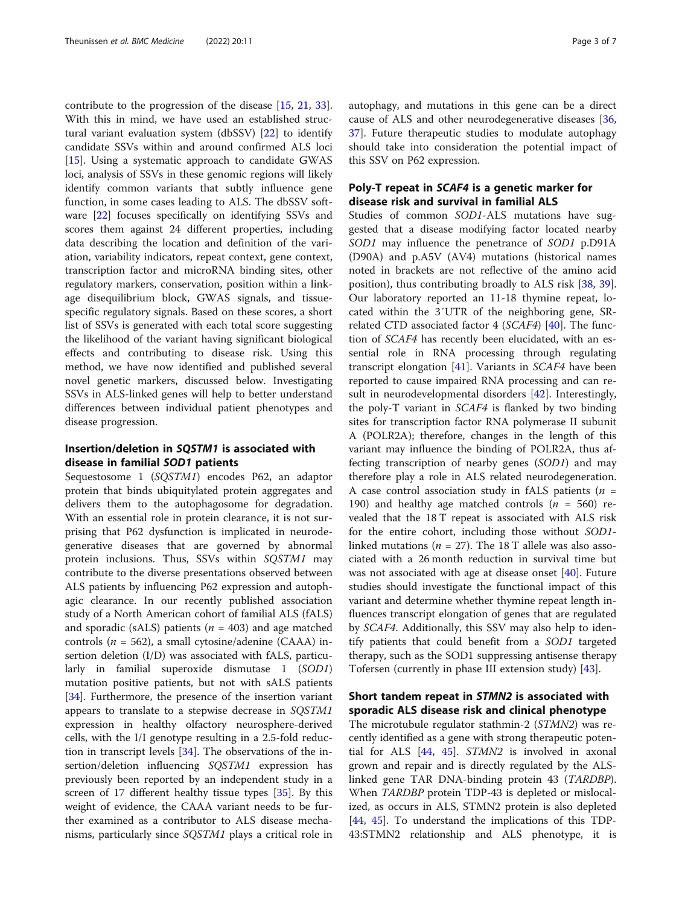contribute to the progression of the disease [15, 21, 33]. With this in mind, we have used an established structural variant evaluation system (dbSSV) [22] to identify candidate SSVs within and around confirmed ALS loci [15]. Using a systematic approach to candidate GWAS loci, analysis of SSVs in these genomic regions will likely identify common variants that subtly influence gene function, in some cases leading to ALS. The dbSSV software [22] focuses specifically on identifying SSVs and scores them against 24 different properties, including data describing the location and definition of the variation, variability indicators, repeat context, gene context, transcription factor and microRNA binding sites, other regulatory markers, conservation, position within a linkage disequilibrium block, GWAS signals, and tissue-specific regulatory signals. Based on these scores, a short list of SSVs is generated with each total score suggesting the likelihood of the variant having significant biological effects and contributing to disease risk. Using this method, we have now identified and published several novel genetic markers, discussed below. Investigating SSVs in ALS-linked genes will help to better understand differences between individual patient phenotypes and disease progression.

## Insertion/deletion in *SQSTM1* is associated with disease in familial *SOD1* patients

Sequestosome 1 (*SQSTM1*) encodes P62, an adaptor protein that binds ubiquitylated protein aggregates and delivers them to the autophagosome for degradation. With an essential role in protein clearance, it is not surprising that P62 dysfunction is implicated in neurodegenerative diseases that are governed by abnormal protein inclusions. Thus, SSVs within *SQSTM1* may contribute to the diverse presentations observed between ALS patients by influencing P62 expression and autophagic clearance. In our recently published association study of a North American cohort of familial ALS (fALS) and sporadic (sALS) patients ($n$ = 403) and age matched controls ($n$ = 562), a small cytosine/adenine (CAAA) insertion deletion (I/D) was associated with fALS, particularly in familial superoxide dismutase 1 (*SOD1*) mutation positive patients, but not with sALS patients [34]. Furthermore, the presence of the insertion variant appears to translate to a stepwise decrease in *SQSTM1* expression in healthy olfactory neurosphere-derived cells, with the I/I genotype resulting in a 2.5-fold reduction in transcript levels [34]. The observations of the insertion/deletion influencing *SQSTM1* expression has previously been reported by an independent study in a screen of 17 different healthy tissue types [35]. By this weight of evidence, the CAAA variant needs to be further examined as a contributor to ALS disease mechanisms, particularly since *SQSTM1* plays a critical role in autophagy, and mutations in this gene can be a direct cause of ALS and other neurodegenerative diseases [36, 37]. Future therapeutic studies to modulate autophagy should take into consideration the potential impact of this SSV on P62 expression.

## Poly-T repeat in *SCAF4* is a genetic marker for disease risk and survival in familial ALS

Studies of common *SOD1*-ALS mutations have suggested that a disease modifying factor located nearby *SOD1* may influence the penetrance of *SOD1* p.D91A (D90A) and p.A5V (AV4) mutations (historical names noted in brackets are not reflective of the amino acid position), thus contributing broadly to ALS risk [38, 39]. Our laboratory reported an 11-18 thymine repeat, located within the 3′UTR of the neighboring gene, SR-related CTD associated factor 4 (*SCAF4*) [40]. The function of *SCAF4* has recently been elucidated, with an essential role in RNA processing through regulating transcript elongation [41]. Variants in *SCAF4* have been reported to cause impaired RNA processing and can result in neurodevelopmental disorders [42]. Interestingly, the poly-T variant in *SCAF4* is flanked by two binding sites for transcription factor RNA polymerase II subunit A (POLR2A); therefore, changes in the length of this variant may influence the binding of POLR2A, thus affecting transcription of nearby genes (*SOD1*) and may therefore play a role in ALS related neurodegeneration. A case control association study in fALS patients ($n$ = 190) and healthy age matched controls ($n$ = 560) revealed that the 18 T repeat is associated with ALS risk for the entire cohort, including those without *SOD1*-linked mutations ($n$ = 27). The 18 T allele was also associated with a 26 month reduction in survival time but was not associated with age at disease onset [40]. Future studies should investigate the functional impact of this variant and determine whether thymine repeat length influences transcript elongation of genes that are regulated by *SCAF4*. Additionally, this SSV may also help to identify patients that could benefit from a *SOD1* targeted therapy, such as the SOD1 suppressing antisense therapy Tofersen (currently in phase III extension study) [43].

## Short tandem repeat in *STMN2* is associated with sporadic ALS disease risk and clinical phenotype

The microtubule regulator stathmin-2 (*STMN2*) was recently identified as a gene with strong therapeutic potential for ALS [44, 45]. *STMN2* is involved in axonal grown and repair and is directly regulated by the ALS-linked gene TAR DNA-binding protein 43 (*TARDBP*). When *TARDBP* protein TDP-43 is depleted or mislocalized, as occurs in ALS, STMN2 protein is also depleted [44, 45]. To understand the implications of this TDP-43:STMN2 relationship and ALS phenotype, it is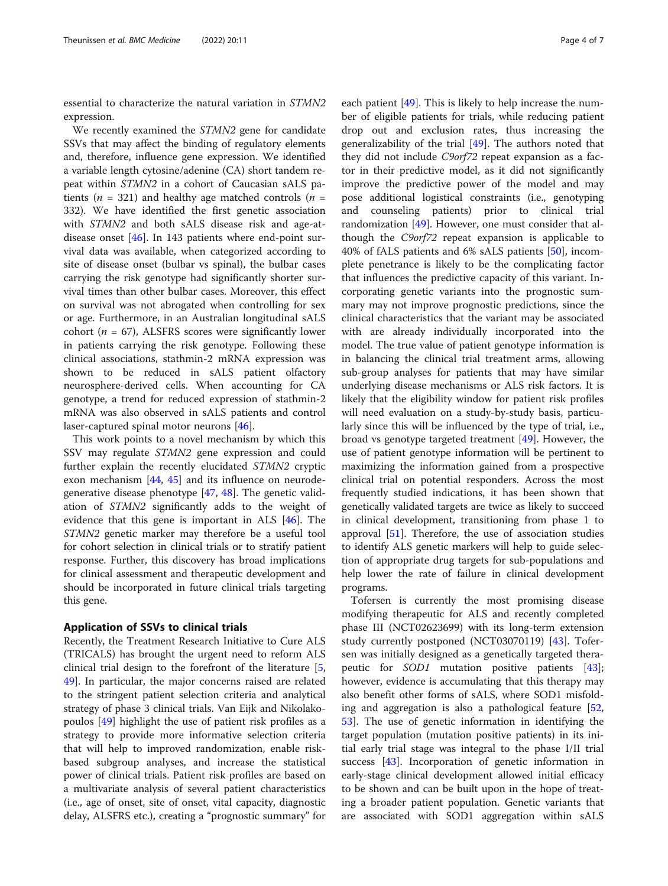essential to characterize the natural variation in *STMN2* expression.

We recently examined the *STMN2* gene for candidate SSVs that may affect the binding of regulatory elements and, therefore, influence gene expression. We identified a variable length cytosine/adenine (CA) short tandem repeat within *STMN2* in a cohort of Caucasian sALS patients ($n$ = 321) and healthy age matched controls ($n$ = 332). We have identified the first genetic association with *STMN2* and both sALS disease risk and age-at-disease onset [46]. In 143 patients where end-point survival data was available, when categorized according to site of disease onset (bulbar vs spinal), the bulbar cases carrying the risk genotype had significantly shorter survival times than other bulbar cases. Moreover, this effect on survival was not abrogated when controlling for sex or age. Furthermore, in an Australian longitudinal sALS cohort ($n$ = 67), ALSFRS scores were significantly lower in patients carrying the risk genotype. Following these clinical associations, stathmin-2 mRNA expression was shown to be reduced in sALS patient olfactory neurosphere-derived cells. When accounting for CA genotype, a trend for reduced expression of stathmin-2 mRNA was also observed in sALS patients and control laser-captured spinal motor neurons [46].

This work points to a novel mechanism by which this SSV may regulate *STMN2* gene expression and could further explain the recently elucidated *STMN2* cryptic exon mechanism [44, 45] and its influence on neurodegenerative disease phenotype [47, 48]. The genetic validation of *STMN2* significantly adds to the weight of evidence that this gene is important in ALS [46]. The *STMN2* genetic marker may therefore be a useful tool for cohort selection in clinical trials or to stratify patient response. Further, this discovery has broad implications for clinical assessment and therapeutic development and should be incorporated in future clinical trials targeting this gene.

## Application of SSVs to clinical trials

Recently, the Treatment Research Initiative to Cure ALS (TRICALS) has brought the urgent need to reform ALS clinical trial design to the forefront of the literature [5, 49]. In particular, the major concerns raised are related to the stringent patient selection criteria and analytical strategy of phase 3 clinical trials. Van Eijk and Nikolakopoulos [49] highlight the use of patient risk profiles as a strategy to provide more informative selection criteria that will help to improved randomization, enable risk-based subgroup analyses, and increase the statistical power of clinical trials. Patient risk profiles are based on a multivariate analysis of several patient characteristics (i.e., age of onset, site of onset, vital capacity, diagnostic delay, ALSFRS etc.), creating a "prognostic summary" for each patient [49]. This is likely to help increase the number of eligible patients for trials, while reducing patient drop out and exclusion rates, thus increasing the generalizability of the trial [49]. The authors noted that they did not include *C9orf72* repeat expansion as a factor in their predictive model, as it did not significantly improve the predictive power of the model and may pose additional logistical constraints (i.e., genotyping and counseling patients) prior to clinical trial randomization [49]. However, one must consider that although the *C9orf72* repeat expansion is applicable to 40% of fALS patients and 6% sALS patients [50], incomplete penetrance is likely to be the complicating factor that influences the predictive capacity of this variant. Incorporating genetic variants into the prognostic summary may not improve prognostic predictions, since the clinical characteristics that the variant may be associated with are already individually incorporated into the model. The true value of patient genotype information is in balancing the clinical trial treatment arms, allowing sub-group analyses for patients that may have similar underlying disease mechanisms or ALS risk factors. It is likely that the eligibility window for patient risk profiles will need evaluation on a study-by-study basis, particularly since this will be influenced by the type of trial, i.e., broad vs genotype targeted treatment [49]. However, the use of patient genotype information will be pertinent to maximizing the information gained from a prospective clinical trial on potential responders. Across the most frequently studied indications, it has been shown that genetically validated targets are twice as likely to succeed in clinical development, transitioning from phase 1 to approval [51]. Therefore, the use of association studies to identify ALS genetic markers will help to guide selection of appropriate drug targets for sub-populations and help lower the rate of failure in clinical development programs.

Tofersen is currently the most promising disease modifying therapeutic for ALS and recently completed phase III (NCT02623699) with its long-term extension study currently postponed (NCT03070119) [43]. Tofersen was initially designed as a genetically targeted therapeutic for *SOD1* mutation positive patients [43]; however, evidence is accumulating that this therapy may also benefit other forms of sALS, where SOD1 misfolding and aggregation is also a pathological feature [52, 53]. The use of genetic information in identifying the target population (mutation positive patients) in its initial early trial stage was integral to the phase I/II trial success [43]. Incorporation of genetic information in early-stage clinical development allowed initial efficacy to be shown and can be built upon in the hope of treating a broader patient population. Genetic variants that are associated with SOD1 aggregation within sALS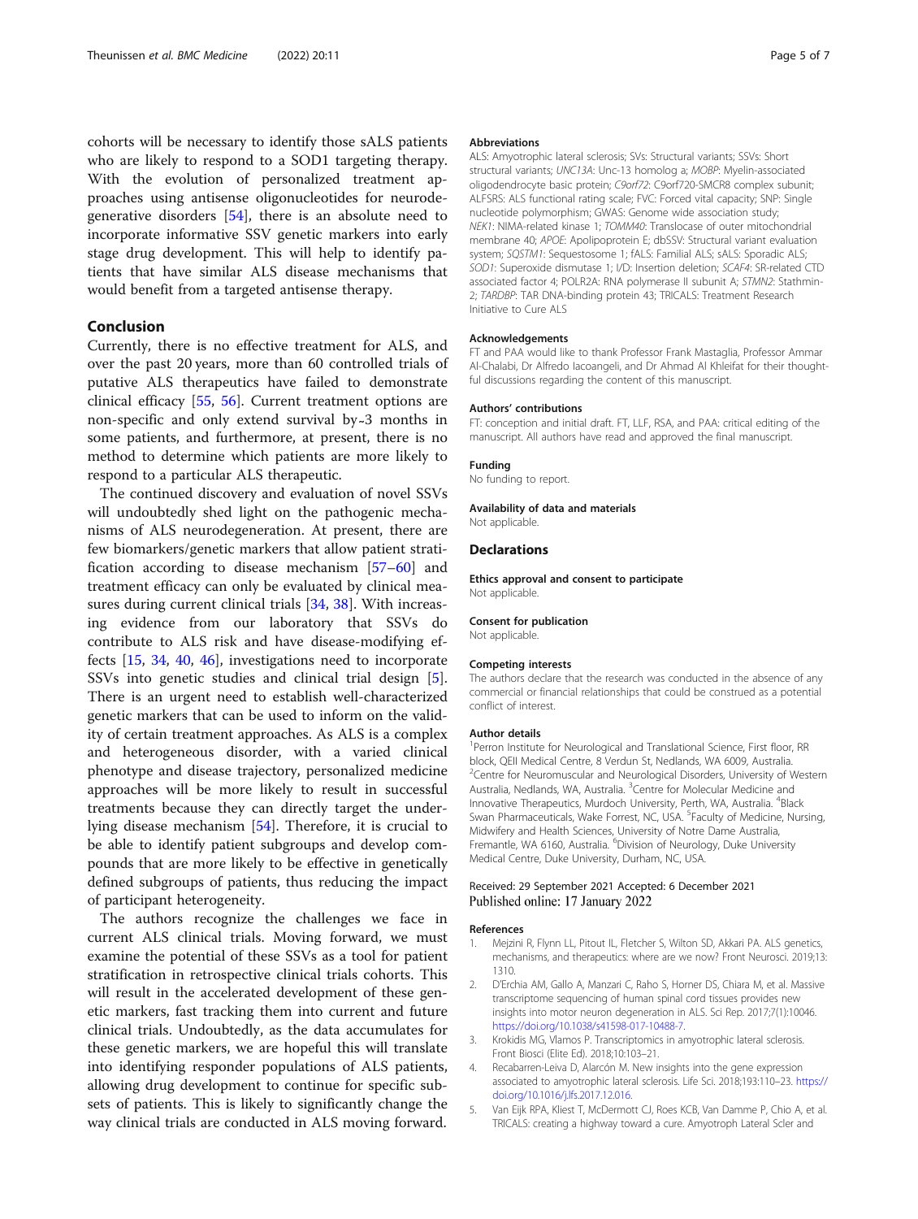cohorts will be necessary to identify those sALS patients who are likely to respond to a SOD1 targeting therapy. With the evolution of personalized treatment approaches using antisense oligonucleotides for neurodegenerative disorders [54], there is an absolute need to incorporate informative SSV genetic markers into early stage drug development. This will help to identify patients that have similar ALS disease mechanisms that would benefit from a targeted antisense therapy.

## Conclusion

Currently, there is no effective treatment for ALS, and over the past 20 years, more than 60 controlled trials of putative ALS therapeutics have failed to demonstrate clinical efficacy [55, 56]. Current treatment options are non-specific and only extend survival by~3 months in some patients, and furthermore, at present, there is no method to determine which patients are more likely to respond to a particular ALS therapeutic.

The continued discovery and evaluation of novel SSVs will undoubtedly shed light on the pathogenic mechanisms of ALS neurodegeneration. At present, there are few biomarkers/genetic markers that allow patient stratification according to disease mechanism [57–60] and treatment efficacy can only be evaluated by clinical measures during current clinical trials [34, 38]. With increasing evidence from our laboratory that SSVs do contribute to ALS risk and have disease-modifying effects [15, 34, 40, 46], investigations need to incorporate SSVs into genetic studies and clinical trial design [5]. There is an urgent need to establish well-characterized genetic markers that can be used to inform on the validity of certain treatment approaches. As ALS is a complex and heterogeneous disorder, with a varied clinical phenotype and disease trajectory, personalized medicine approaches will be more likely to result in successful treatments because they can directly target the underlying disease mechanism [54]. Therefore, it is crucial to be able to identify patient subgroups and develop compounds that are more likely to be effective in genetically defined subgroups of patients, thus reducing the impact of participant heterogeneity.

The authors recognize the challenges we face in current ALS clinical trials. Moving forward, we must examine the potential of these SSVs as a tool for patient stratification in retrospective clinical trials cohorts. This will result in the accelerated development of these genetic markers, fast tracking them into current and future clinical trials. Undoubtedly, as the data accumulates for these genetic markers, we are hopeful this will translate into identifying responder populations of ALS patients, allowing drug development to continue for specific subsets of patients. This is likely to significantly change the way clinical trials are conducted in ALS moving forward.

#### Abbreviations

ALS: Amyotrophic lateral sclerosis; SVs: Structural variants; SSVs: Short structural variants; *UNC13A*: Unc-13 homolog a; *MOBP*: Myelin-associated oligodendrocyte basic protein; *C9orf72*: C9orf720-SMCR8 complex subunit; ALFSRS: ALS functional rating scale; FVC: Forced vital capacity; SNP: Single nucleotide polymorphism; GWAS: Genome wide association study; *NEK1*: NIMA-related kinase 1; *TOMM40*: Translocase of outer mitochondrial membrane 40; *APOE*: Apolipoprotein E; dbSSV: Structural variant evaluation system; *SQSTM1*: Sequestosome 1; fALS: Familial ALS; sALS: Sporadic ALS; *SOD1*: Superoxide dismutase 1; I/D: Insertion deletion; *SCAF4*: SR-related CTD associated factor 4; POLR2A: RNA polymerase II subunit A; *STMN2*: Stathmin-2; *TARDBP*: TAR DNA-binding protein 43; TRICALS: Treatment Research Initiative to Cure ALS

#### Acknowledgements

FT and PAA would like to thank Professor Frank Mastaglia, Professor Ammar Al-Chalabi, Dr Alfredo Iacoangeli, and Dr Ahmad Al Khleifat for their thoughtful discussions regarding the content of this manuscript.

#### Authors' contributions

FT: conception and initial draft. FT, LLF, RSA, and PAA: critical editing of the manuscript. All authors have read and approved the final manuscript.

#### Funding

No funding to report.

#### Availability of data and materials

Not applicable.

## Declarations

#### Ethics approval and consent to participate

Not applicable.

#### Consent for publication

Not applicable.

#### Competing interests

The authors declare that the research was conducted in the absence of any commercial or financial relationships that could be construed as a potential conflict of interest.

#### Author details

[1]Perron Institute for Neurological and Translational Science, First floor, RR block, QEII Medical Centre, 8 Verdun St, Nedlands, WA 6009, Australia. [2]Centre for Neuromuscular and Neurological Disorders, University of Western Australia, Nedlands, WA, Australia. [3]Centre for Molecular Medicine and Innovative Therapeutics, Murdoch University, Perth, WA, Australia. [4]Black Swan Pharmaceuticals, Wake Forrest, NC, USA. [5]Faculty of Medicine, Nursing, Midwifery and Health Sciences, University of Notre Dame Australia, Fremantle, WA 6160, Australia. [6]Division of Neurology, Duke University Medical Centre, Duke University, Durham, NC, USA.

Received: 29 September 2021 Accepted: 6 December 2021
Published online: 17 January 2022

#### References

1. Mejzini R, Flynn LL, Pitout IL, Fletcher S, Wilton SD, Akkari PA. ALS genetics, mechanisms, and therapeutics: where are we now? Front Neurosci. 2019;13:1310.
2. D'Erchia AM, Gallo A, Manzari C, Raho S, Horner DS, Chiara M, et al. Massive transcriptome sequencing of human spinal cord tissues provides new insights into motor neuron degeneration in ALS. Sci Rep. 2017;7(1):10046. https://doi.org/10.1038/s41598-017-10488-7.
3. Krokidis MG, Vlamos P. Transcriptomics in amyotrophic lateral sclerosis. Front Biosci (Elite Ed). 2018;10:103–21.
4. Recabarren-Leiva D, Alarcón M. New insights into the gene expression associated to amyotrophic lateral sclerosis. Life Sci. 2018;193:110–23. https://doi.org/10.1016/j.lfs.2017.12.016.
5. Van Eijk RPA, Kliest T, McDermott CJ, Roes KCB, Van Damme P, Chio A, et al. TRICALS: creating a highway toward a cure. Amyotroph Lateral Scler and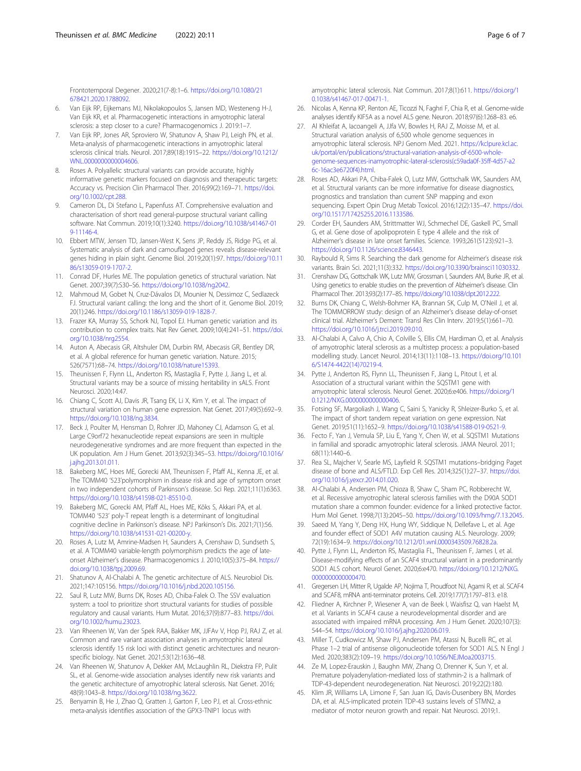Frontotemporal Degener. 2020;21(7-8):1–6. https://doi.org/10.1080/21678421.2020.1788092.

6. Van Eijk RP, Eijkemans MJ, Nikolakopoulos S, Jansen MD, Westeneng H-J, Van Eijk KR, et al. Pharmacogenetic interactions in amyotrophic lateral sclerosis: a step closer to a cure? Pharmacogenomics J. 2019:1–7.
7. Van Eijk RP, Jones AR, Sproviero W, Shatunov A, Shaw PJ, Leigh PN, et al. Meta-analysis of pharmacogenetic interactions in amyotrophic lateral sclerosis clinical trials. Neurol. 2017;89(18):1915–22. https://doi.org/10.1212/WNL.0000000000004606.
8. Roses A. Polyallelic structural variants can provide accurate, highly informative genetic markers focused on diagnosis and therapeutic targets: Accuracy vs. Precision Clin Pharmacol Ther. 2016;99(2):169–71. https://doi.org/10.1002/cpt.288.
9. Cameron DL, Di Stefano L, Papenfuss AT. Comprehensive evaluation and characterisation of short read general-purpose structural variant calling software. Nat Commun. 2019;10(1):3240. https://doi.org/10.1038/s41467-019-11146-4.
10. Ebbert MTW, Jensen TD, Jansen-West K, Sens JP, Reddy JS, Ridge PG, et al. Systematic analysis of dark and camouflaged genes reveals disease-relevant genes hiding in plain sight. Genome Biol. 2019;20(1):97. https://doi.org/10.1186/s13059-019-1707-2.
11. Conrad DF, Hurles ME. The population genetics of structural variation. Nat Genet. 2007;39(7):S30–S6. https://doi.org/10.1038/ng2042.
12. Mahmoud M, Gobet N, Cruz-Dávalos DI, Mounier N, Dessimoz C, Sedlazeck FJ. Structural variant calling: the long and the short of it. Genome Biol. 2019;20(1):246. https://doi.org/10.1186/s13059-019-1828-7.
13. Frazer KA, Murray SS, Schork NJ, Topol EJ. Human genetic variation and its contribution to complex traits. Nat Rev Genet. 2009;10(4):241–51. https://doi.org/10.1038/nrg2554.
14. Auton A, Abecasis GR, Altshuler DM, Durbin RM, Abecasis GR, Bentley DR, et al. A global reference for human genetic variation. Nature. 2015;526(7571):68–74. https://doi.org/10.1038/nature15393.
15. Theunissen F, Flynn LL, Anderton RS, Mastaglia F, Pytte J, Jiang L, et al. Structural variants may be a source of missing heritability in sALS. Front Neurosci. 2020;14:47.
16. Chiang C, Scott AJ, Davis JR, Tsang EK, Li X, Kim Y, et al. The impact of structural variation on human gene expression. Nat Genet. 2017;49(5):692–9. https://doi.org/10.1038/ng.3834.
17. Beck J, Poulter M, Hensman D, Rohrer JD, Mahoney CJ, Adamson G, et al. Large C9orf72 hexanucleotide repeat expansions are seen in multiple neurodegenerative syndromes and are more frequent than expected in the UK population. Am J Hum Genet. 2013;92(3):345–53. https://doi.org/10.1016/j.ajhg.2013.01.011.
18. Bakeberg MC, Hoes ME, Gorecki AM, Theunissen F, Pfaff AL, Kenna JE, et al. The TOMM40 '523'polymorphism in disease risk and age of symptom onset in two independent cohorts of Parkinson's disease. Sci Rep. 2021;11(1):6363. https://doi.org/10.1038/s41598-021-85510-0.
19. Bakeberg MC, Gorecki AM, Pfaff AL, Hoes ME, Kõks S, Akkari PA, et al. TOMM40 '523' poly-T repeat length is a determinant of longitudinal cognitive decline in Parkinson's disease. NPJ Parkinson's Dis. 2021;7(1):56. https://doi.org/10.1038/s41531-021-00200-y.
20. Roses A, Lutz M, Amrine-Madsen H, Saunders A, Crenshaw D, Sundseth S, et al. A TOMM40 variable-length polymorphism predicts the age of late-onset Alzheimer's disease. Pharmacogenomics J. 2010;10(5):375–84. https://doi.org/10.1038/tpj.2009.69.
21. Shatunov A, Al-Chalabi A. The genetic architecture of ALS. Neurobiol Dis. 2021;147:105156. https://doi.org/10.1016/j.nbd.2020.105156.
22. Saul R, Lutz MW, Burns DK, Roses AD, Chiba-Falek O. The SSV evaluation system: a tool to prioritize short structural variants for studies of possible regulatory and causal variants. Hum Mutat. 2016;37(9):877–83. https://doi.org/10.1002/humu.23023.
23. Van Rheenen W, Van der Spek RAA, Bakker MK, JJFAv V, Hop PJ, RAJ Z, et al. Common and rare variant association analyses in amyotrophic lateral sclerosis identify 15 risk loci with distinct genetic architectures and neuron-specific biology. Nat Genet. 2021;53(12):1636–48.
24. Van Rheenen W, Shatunov A, Dekker AM, McLaughlin RL, Diekstra FP, Pulit SL, et al. Genome-wide association analyses identify new risk variants and the genetic architecture of amyotrophic lateral sclerosis. Nat Genet. 2016;48(9):1043–8. https://doi.org/10.1038/ng.3622.
25. Benyamin B, He J, Zhao Q, Gratten J, Garton F, Leo PJ, et al. Cross-ethnic meta-analysis identifies association of the GPX3-TNIP1 locus with amyotrophic lateral sclerosis. Nat Commun. 2017;8(1):611. https://doi.org/10.1038/s41467-017-00471-1.
26. Nicolas A, Kenna KP, Renton AE, Ticozzi N, Faghri F, Chia R, et al. Genome-wide analyses identify KIF5A as a novel ALS gene. Neuron. 2018;97(6):1268–83. e6.
27. Al Khleifat A, Iacoangeli A, JJfa VV, Bowles H, RAJ Z, Moisse M, et al. Structural variation analysis of 6,500 whole genome sequences in amyotrophic lateral sclerosis. NPJ Genom Med. 2021. https://kclpure.kcl.ac.uk/portal/en/publications/structural-variation-analysis-of-6500-whole-genome-sequences-inamyotrophic-lateral-sclerosis(c59ada0f-35ff-4d57-a26c-16ac3e6720f4).html.
28. Roses AD, Akkari PA, Chiba-Falek O, Lutz MW, Gottschalk WK, Saunders AM, et al. Structural variants can be more informative for disease diagnostics, prognostics and translation than current SNP mapping and exon sequencing. Expert Opin Drug Metab Toxicol. 2016;12(2):135–47. https://doi.org/10.1517/17425255.2016.1133586.
29. Corder EH, Saunders AM, Strittmatter WJ, Schmechel DE, Gaskell PC, Small G, et al. Gene dose of apolipoprotein E type 4 allele and the risk of Alzheimer's disease in late onset families. Science. 1993;261(5123):921–3. https://doi.org/10.1126/science.8346443.
30. Raybould R, Sims R. Searching the dark genome for Alzheimer's disease risk variants. Brain Sci. 2021;11(3):332. https://doi.org/10.3390/brainsci11030332.
31. Crenshaw DG, Gottschalk WK, Lutz MW, Grossman I, Saunders AM, Burke JR, et al. Using genetics to enable studies on the prevention of Alzheimer's disease. Clin Pharmacol Ther. 2013;93(2):177–85. https://doi.org/10.1038/clpt.2012.222.
32. Burns DK, Chiang C, Welsh-Bohmer KA, Brannan SK, Culp M, O'Neil J, et al. The TOMMORROW study: design of an Alzheimer's disease delay-of-onset clinical trial. Alzheimer's Dement: Transl Res Clin Interv. 2019;5(1):661–70. https://doi.org/10.1016/j.trci.2019.09.010.
33. Al-Chalabi A, Calvo A, Chio A, Colville S, Ellis CM, Hardiman O, et al. Analysis of amyotrophic lateral sclerosis as a multistep process: a population-based modelling study. Lancet Neurol. 2014;13(11):1108–13. https://doi.org/10.1016/S1474-4422(14)70219-4.
34. Pytte J, Anderton RS, Flynn LL, Theunissen F, Jiang L, Pitout I, et al. Association of a structural variant within the SQSTM1 gene with amyotrophic lateral sclerosis. Neurol Genet. 2020;6:e406. https://doi.org/10.1212/NXG.0000000000000406.
35. Fotsing SF, Margoliash J, Wang C, Saini S, Yanicky R, Shleizer-Burko S, et al. The impact of short tandem repeat variation on gene expression. Nat Genet. 2019;51(11):1652–9. https://doi.org/10.1038/s41588-019-0521-9.
36. Fecto F, Yan J, Vemula SP, Liu E, Yang Y, Chen W, et al. SQSTM1 Mutations in familial and sporadic amyotrophic lateral sclerosis. JAMA Neurol. 2011;68(11):1440–6.
37. Rea SL, Majcher V, Searle MS, Layfield R. SQSTM1 mutations–bridging Paget disease of bone and ALS/FTLD. Exp Cell Res. 2014;325(1):27–37. https://doi.org/10.1016/j.yexcr.2014.01.020.
38. Al-Chalabi A, Andersen PM, Chioza B, Shaw C, Sham PC, Robberecht W, et al. Recessive amyotrophic lateral sclerosis families with the D90A SOD1 mutation share a common founder: evidence for a linked protective factor. Hum Mol Genet. 1998;7(13):2045–50. https://doi.org/10.1093/hmg/7.13.2045.
39. Saeed M, Yang Y, Deng HX, Hung WY, Siddique N, Dellefave L, et al. Age and founder effect of SOD1 A4V mutation causing ALS. Neurology. 2009;72(19):1634–9. https://doi.org/10.1212/01.wnl.0000343509.76828.2a.
40. Pytte J, Flynn LL, Anderton RS, Mastaglia FL, Theunissen F, James I, et al. Disease-modifying effects of an SCAF4 structural variant in a predominantly SOD1 ALS cohort. Neurol Genet. 2020;6:e470. https://doi.org/10.1212/NXG.0000000000000470.
41. Gregersen LH, Mitter R, Ugalde AP, Nojima T, Proudfoot NJ, Agami R, et al. SCAF4 and SCAF8, mRNA anti-terminator proteins. Cell. 2019;177(7):1797–813. e18.
42. Fliedner A, Kirchner P, Wiesener A, van de Beek I, Waisfisz Q, van Haelst M, et al. Variants in SCAF4 cause a neurodevelopmental disorder and are associated with impaired mRNA processing. Am J Hum Genet. 2020;107(3):544–54. https://doi.org/10.1016/j.ajhg.2020.06.019.
43. Miller T, Cudkowicz M, Shaw PJ, Andersen PM, Atassi N, Bucelli RC, et al. Phase 1–2 trial of antisense oligonucleotide tofersen for SOD1 ALS. N Engl J Med. 2020;383(2):109–19. https://doi.org/10.1056/NEJMoa2003715.
44. Ze M, Lopez-Erauskin J, Baughn MW, Zhang O, Drenner K, Sun Y, et al. Premature polyadenylation-mediated loss of stathmin-2 is a hallmark of TDP-43-dependent neurodegeneration. Nat Neurosci. 2019;22(2):180.
45. Klim JR, Williams LA, Limone F, San Juan IG, Davis-Dusenbery BN, Mordes DA, et al. ALS-implicated protein TDP-43 sustains levels of STMN2, a mediator of motor neuron growth and repair. Nat Neurosci. 2019;1.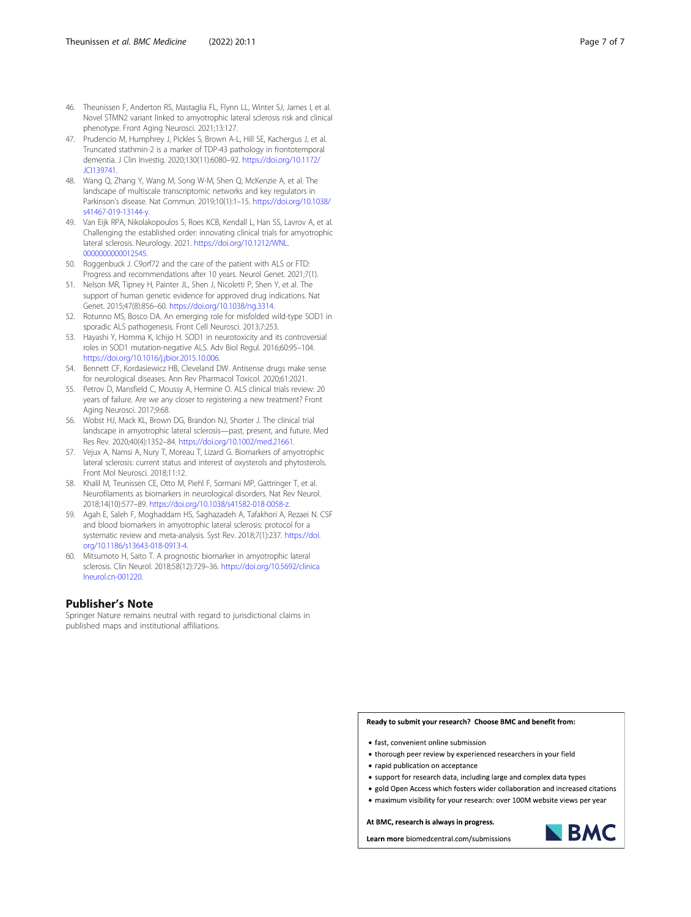46. Theunissen F, Anderton RS, Mastaglia FL, Flynn LL, Winter SJ, James I, et al. Novel STMN2 variant linked to amyotrophic lateral sclerosis risk and clinical phenotype. Front Aging Neurosci. 2021;13:127.
47. Prudencio M, Humphrey J, Pickles S, Brown A-L, Hill SE, Kachergus J, et al. Truncated stathmin-2 is a marker of TDP-43 pathology in frontotemporal dementia. J Clin Investig. 2020;130(11):6080–92. https://doi.org/10.1172/JCI139741.
48. Wang Q, Zhang Y, Wang M, Song W-M, Shen Q, McKenzie A, et al. The landscape of multiscale transcriptomic networks and key regulators in Parkinson's disease. Nat Commun. 2019;10(1):1–15. https://doi.org/10.1038/s41467-019-13144-y.
49. Van Eijk RPA, Nikolakopoulos S, Roes KCB, Kendall L, Han SS, Lavrov A, et al. Challenging the established order: innovating clinical trials for amyotrophic lateral sclerosis. Neurology. 2021. https://doi.org/10.1212/WNL.0000000000012545.
50. Roggenbuck J. C9orf72 and the care of the patient with ALS or FTD: Progress and recommendations after 10 years. Neurol Genet. 2021;7(1).
51. Nelson MR, Tipney H, Painter JL, Shen J, Nicoletti P, Shen Y, et al. The support of human genetic evidence for approved drug indications. Nat Genet. 2015;47(8):856–60. https://doi.org/10.1038/ng.3314.
52. Rotunno MS, Bosco DA. An emerging role for misfolded wild-type SOD1 in sporadic ALS pathogenesis. Front Cell Neurosci. 2013;7:253.
53. Hayashi Y, Homma K, Ichijo H. SOD1 in neurotoxicity and its controversial roles in SOD1 mutation-negative ALS. Adv Biol Regul. 2016;60:95–104. https://doi.org/10.1016/j.jbior.2015.10.006.
54. Bennett CF, Kordasiewicz HB, Cleveland DW. Antisense drugs make sense for neurological diseases. Ann Rev Pharmacol Toxicol. 2020;61:2021.
55. Petrov D, Mansfield C, Moussy A, Hermine O. ALS clinical trials review: 20 years of failure. Are we any closer to registering a new treatment? Front Aging Neurosci. 2017;9:68.
56. Wobst HJ, Mack KL, Brown DG, Brandon NJ, Shorter J. The clinical trial landscape in amyotrophic lateral sclerosis—past, present, and future. Med Res Rev. 2020;40(4):1352–84. https://doi.org/10.1002/med.21661.
57. Vejux A, Namsi A, Nury T, Moreau T, Lizard G. Biomarkers of amyotrophic lateral sclerosis: current status and interest of oxysterols and phytosterols. Front Mol Neurosci. 2018;11:12.
58. Khalil M, Teunissen CE, Otto M, Piehl F, Sormani MP, Gattringer T, et al. Neurofilaments as biomarkers in neurological disorders. Nat Rev Neurol. 2018;14(10):577–89. https://doi.org/10.1038/s41582-018-0058-z.
59. Agah E, Saleh F, Moghaddam HS, Saghazadeh A, Tafakhori A, Rezaei N. CSF and blood biomarkers in amyotrophic lateral sclerosis: protocol for a systematic review and meta-analysis. Syst Rev. 2018;7(1):237. https://doi.org/10.1186/s13643-018-0913-4.
60. Mitsumoto H, Saito T. A prognostic biomarker in amyotrophic lateral sclerosis. Clin Neurol. 2018;58(12):729–36. https://doi.org/10.5692/clinicalneurol.cn-001220.

## Publisher's Note

Springer Nature remains neutral with regard to jurisdictional claims in published maps and institutional affiliations.

**Ready to submit your research? Choose BMC and benefit from:**

- fast, convenient online submission
- thorough peer review by experienced researchers in your field
- rapid publication on acceptance
- support for research data, including large and complex data types
- gold Open Access which fosters wider collaboration and increased citations
- maximum visibility for your research: over 100M website views per year

**At BMC, research is always in progress.**

**Learn more** biomedcentral.com/submissions